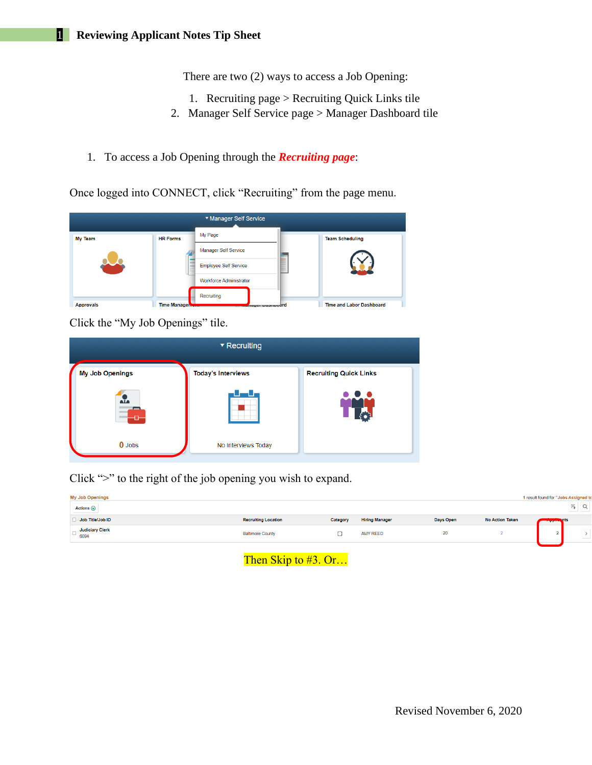# Reviewing Applicant Notes Tip Sheet

There are two (2) ways to access a Job Opening:

1. Recruiting page > Recruiting Quick Links tile
2. Manager Self Service page > Manager Dashboard tile

1. To access a Job Opening through the ***Recruiting page***:

Once logged into CONNECT, click "Recruiting" from the page menu.

Click the "My Job Openings" tile.

Click ">" to the right of the job opening you wish to expand.

Then Skip to #3. Or…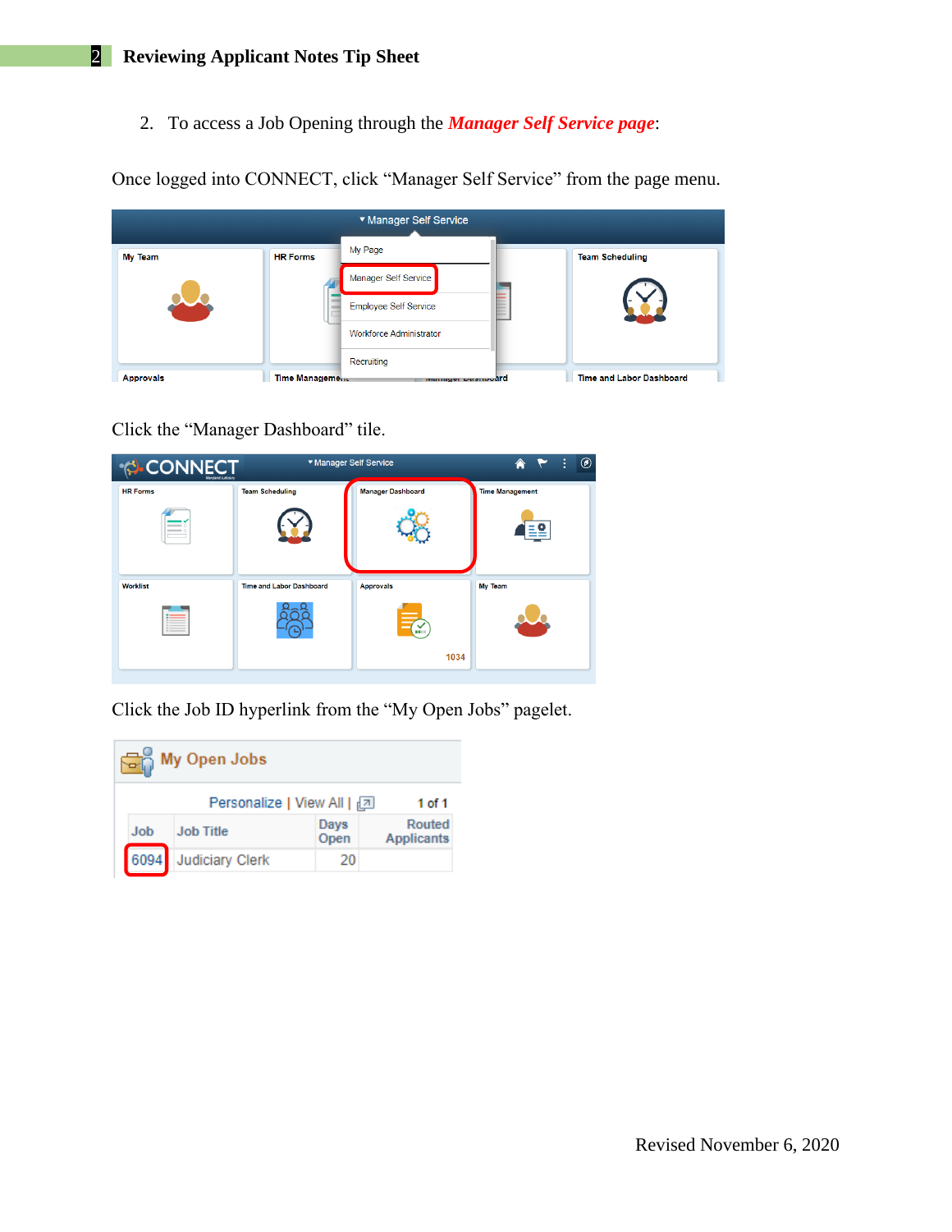2. To access a Job Opening through the ***Manager Self Service page***:

Once logged into CONNECT, click "Manager Self Service" from the page menu.

Click the "Manager Dashboard" tile.

Click the Job ID hyperlink from the "My Open Jobs" pagelet.

Revised November 6, 2020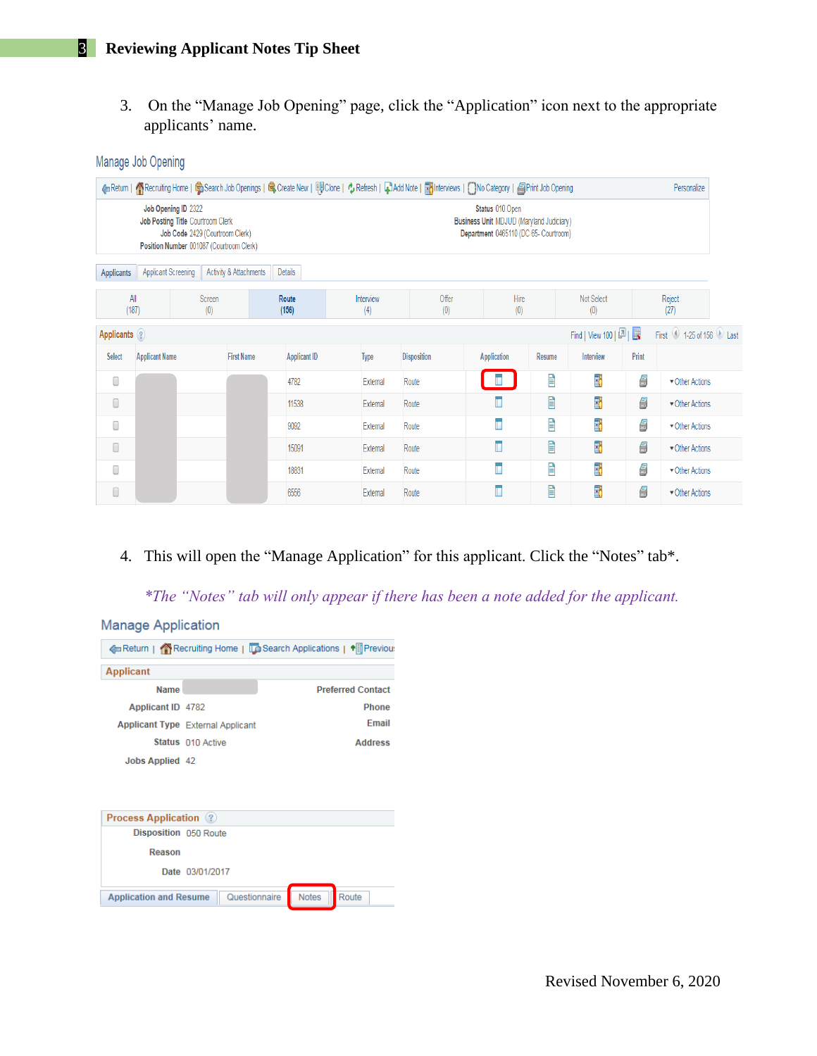3. On the “Manage Job Opening” page, click the “Application” icon next to the appropriate applicants’ name.

4. This will open the “Manage Application” for this applicant. Click the “Notes” tab*.

*\*The “Notes” tab will only appear if there has been a note added for the applicant.*

Revised November 6, 2020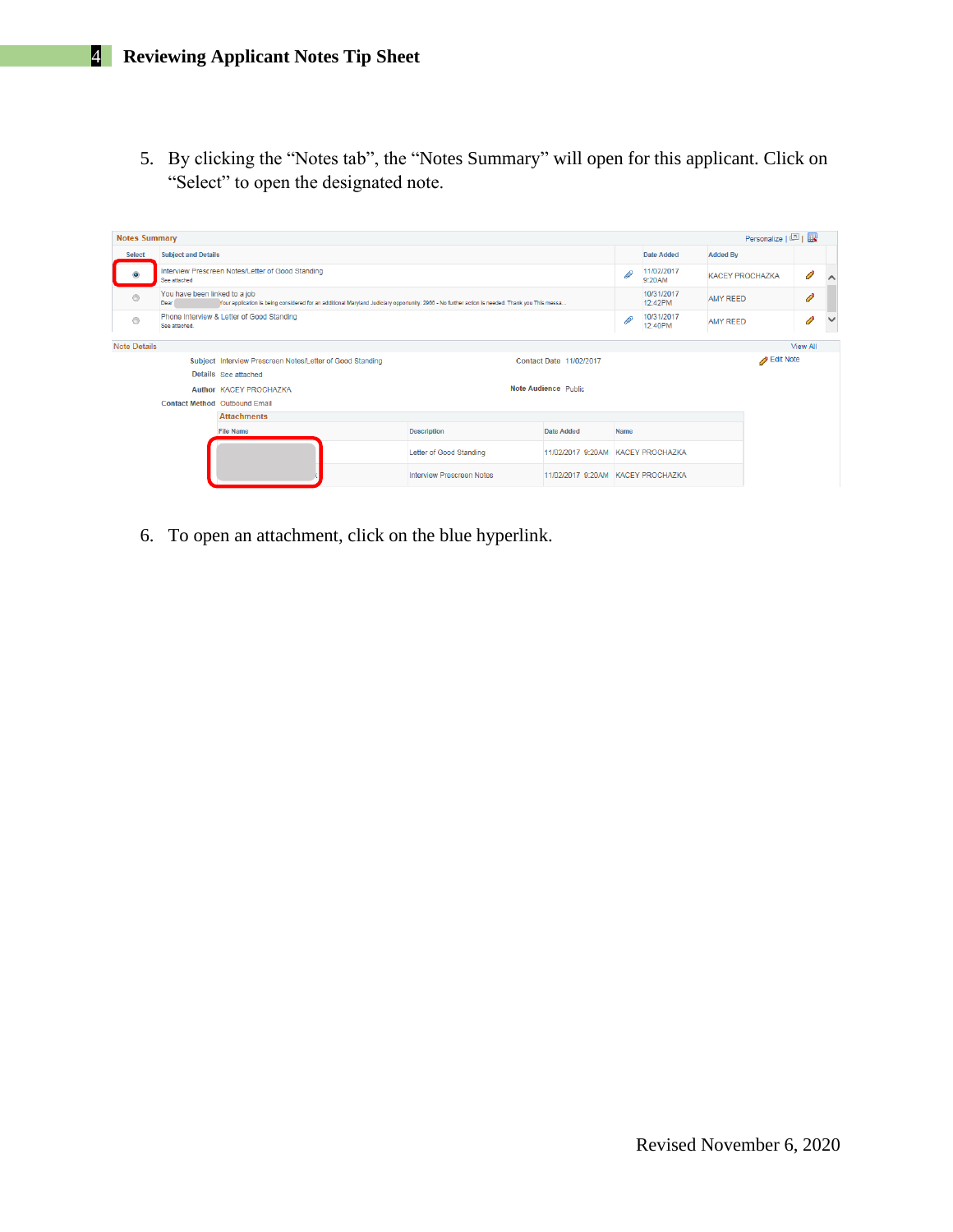5. By clicking the "Notes tab", the "Notes Summary" will open for this applicant. Click on "Select" to open the designated note.

Notes Summary

Personalize |

| Select | Subject and Details | | Date Added | Added By | |
|---|---|---|---|---|---|
| ◉ | Interview Prescreen Notes/Letter of Good Standing<br>See attached | | 11/02/2017 9:20AM | KACEY PROCHAZKA | |
| ○ | You have been linked to a job<br>Dear Your application is being considered for an additional Maryland Judiciary opportunity. 2966 - No further action is needed. Thank you This messa... | | 10/31/2017 12:42PM | AMY REED | |
| ○ | Phone Interview & Letter of Good Standing<br>See attached. | | 10/31/2017 12:40PM | AMY REED | |

Note Details

View All

Subject Interview Prescreen Notes/Letter of Good Standing

Contact Date 11/02/2017

Edit Note

Details See attached

Author KACEY PROCHAZKA

Note Audience Public

Contact Method Outbound Email

Attachments

| File Name | Description | Date Added | Name |
|---|---|---|---|
| | Letter of Good Standing | 11/02/2017 9:20AM | KACEY PROCHAZKA |
| | Interview Prescreen Notes | 11/02/2017 9:20AM | KACEY PROCHAZKA |

6. To open an attachment, click on the blue hyperlink.

Revised November 6, 2020